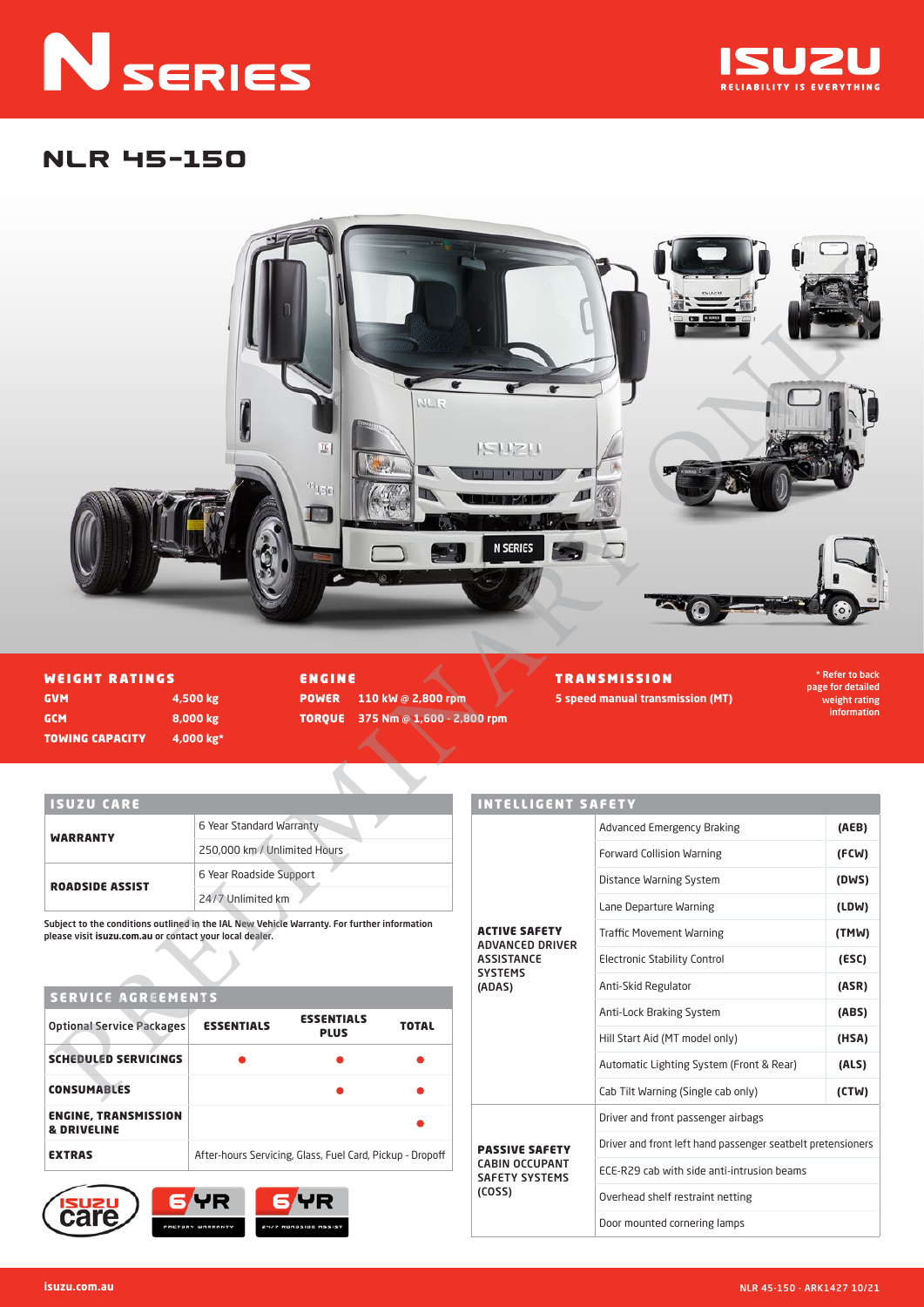# N SERIES

ISUZU
RELIABILITY IS EVERYTHING

## NLR 45-150

PRELIMINARY ONLY

### WEIGHT RATINGS

| | |
|---|---|
| **GVM** | **4,500 kg** |
| **GCM** | **8,000 kg** |
| **TOWING CAPACITY** | **4,000 kg*** |

### ENGINE

| | |
|---|---|
| **POWER** | **110 kW @ 2,800 rpm** |
| **TORQUE** | **375 Nm @ 1,600 - 2,800 rpm** |

### TRANSMISSION

**5 speed manual transmission (MT)**

\* Refer to back page for detailed weight rating information

### ISUZU CARE

| | |
|---|---|
| **WARRANTY** | 6 Year Standard Warranty |
| | 250,000 km / Unlimited Hours |
| **ROADSIDE ASSIST** | 6 Year Roadside Support |
| | 24/7 Unlimited km |

**Subject to the conditions outlined in the IAL New Vehicle Warranty. For further information please visit isuzu.com.au or contact your local dealer.**

### SERVICE AGREEMENTS

| Optional Service Packages | ESSENTIALS | ESSENTIALS PLUS | TOTAL |
|---|---|---|---|
| **SCHEDULED SERVICINGS** | ● | ● | ● |
| **CONSUMABLES** | | ● | ● |
| **ENGINE, TRANSMISSION & DRIVELINE** | | | ● |
| **EXTRAS** | After-hours Servicing, Glass, Fuel Card, Pickup - Dropoff | | |

ISUZU care | 6 YR FACTORY WARRANTY | 6 YR 24/7 ROADSIDE ASSIST

### INTELLIGENT SAFETY

| | | |
|---|---|---|
| **ACTIVE SAFETY ADVANCED DRIVER ASSISTANCE SYSTEMS (ADAS)** | Advanced Emergency Braking | **(AEB)** |
| | Forward Collision Warning | **(FCW)** |
| | Distance Warning System | **(DWS)** |
| | Lane Departure Warning | **(LDW)** |
| | Traffic Movement Warning | **(TMW)** |
| | Electronic Stability Control | **(ESC)** |
| | Anti-Skid Regulator | **(ASR)** |
| | Anti-Lock Braking System | **(ABS)** |
| | Hill Start Aid (MT model only) | **(HSA)** |
| | Automatic Lighting System (Front & Rear) | **(ALS)** |
| | Cab Tilt Warning (Single cab only) | **(CTW)** |
| **PASSIVE SAFETY CABIN OCCUPANT SAFETY SYSTEMS (COSS)** | Driver and front passenger airbags | |
| | Driver and front left hand passenger seatbelt pretensioners | |
| | ECE-R29 cab with side anti-intrusion beams | |
| | Overhead shelf restraint netting | |
| | Door mounted cornering lamps | |

isuzu.com.au

NLR 45-150 - ARK1427 10/21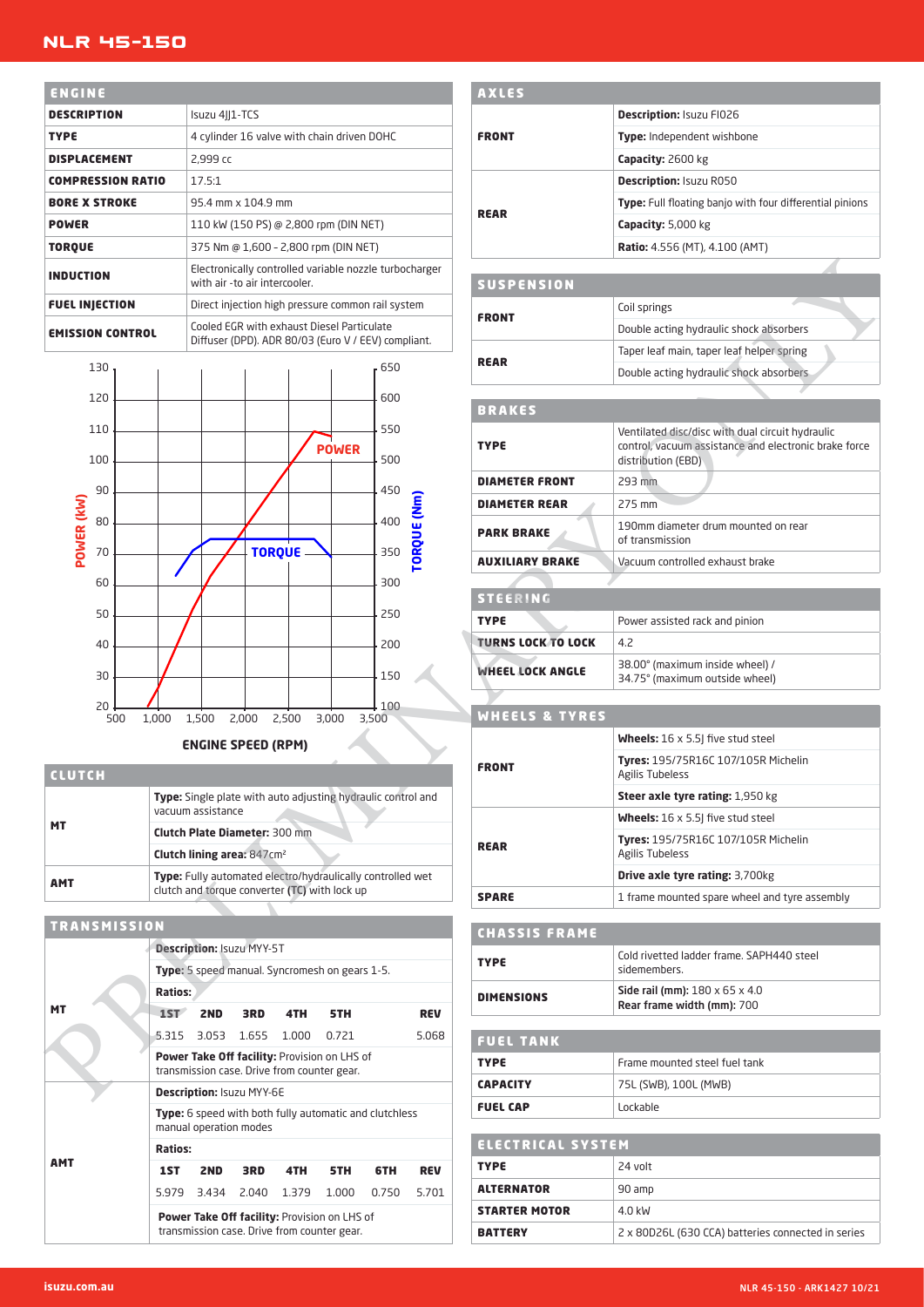# NLR 45-150

## ENGINE

| | |
|---|---|
| **DESCRIPTION** | Isuzu 4JJ1-TCS |
| **TYPE** | 4 cylinder 16 valve with chain driven DOHC |
| **DISPLACEMENT** | 2,999 cc |
| **COMPRESSION RATIO** | 17.5:1 |
| **BORE X STROKE** | 95.4 mm x 104.9 mm |
| **POWER** | 110 kW (150 PS) @ 2,800 rpm (DIN NET) |
| **TORQUE** | 375 Nm @ 1,600 - 2,800 rpm (DIN NET) |
| **INDUCTION** | Electronically controlled variable nozzle turbocharger with air -to air intercooler. |
| **FUEL INJECTION** | Direct injection high pressure common rail system |
| **EMISSION CONTROL** | Cooled EGR with exhaust Diesel Particulate Diffuser (DPD). ADR 80/03 (Euro V / EEV) compliant. |

POWER (kW) / TORQUE (Nm)

ENGINE SPEED (RPM)

## CLUTCH

| | |
|---|---|
| **MT** | **Type:** Single plate with auto adjusting hydraulic control and vacuum assistance |
| | **Clutch Plate Diameter:** 300 mm |
| | **Clutch lining area:** 847cm² |
| **AMT** | **Type:** Fully automated electro/hydraulically controlled wet clutch and torque converter (TC) with lock up |

## TRANSMISSION

| | | | | | | | |
|---|---|---|---|---|---|---|---|
| **MT** | **Description:** Isuzu MYY-5T | | | | | | |
| | **Type:** 5 speed manual. Syncromesh on gears 1-5. | | | | | | |
| | **Ratios:** | | | | | | |
| | **1ST** | **2ND** | **3RD** | **4TH** | **5TH** | | **REV** |
| | 5.315 | 3.053 | 1.655 | 1.000 | 0.721 | | 5.068 |
| | **Power Take Off facility:** Provision on LHS of transmission case. Drive from counter gear. | | | | | | |
| **AMT** | **Description:** Isuzu MYY-6E | | | | | | |
| | **Type:** 6 speed with both fully automatic and clutchless manual operation modes | | | | | | |
| | **Ratios:** | | | | | | |
| | **1ST** | **2ND** | **3RD** | **4TH** | **5TH** | **6TH** | **REV** |
| | 5.979 | 3.434 | 2.040 | 1.379 | 1.000 | 0.750 | 5.701 |
| | **Power Take Off facility:** Provision on LHS of transmission case. Drive from counter gear. | | | | | | |

## AXLES

| | |
|---|---|
| **FRONT** | **Description:** Isuzu F1026 |
| | **Type:** Independent wishbone |
| | **Capacity:** 2600 kg |
| **REAR** | **Description:** Isuzu R050 |
| | **Type:** Full floating banjo with four differential pinions |
| | **Capacity:** 5,000 kg |
| | **Ratio:** 4.556 (MT), 4.100 (AMT) |

## SUSPENSION

| | |
|---|---|
| **FRONT** | Coil springs |
| | Double acting hydraulic shock absorbers |
| **REAR** | Taper leaf main, taper leaf helper spring |
| | Double acting hydraulic shock absorbers |

## BRAKES

| | |
|---|---|
| **TYPE** | Ventilated disc/disc with dual circuit hydraulic control, vacuum assistance and electronic brake force distribution (EBD) |
| **DIAMETER FRONT** | 293 mm |
| **DIAMETER REAR** | 275 mm |
| **PARK BRAKE** | 190mm diameter drum mounted on rear of transmission |
| **AUXILIARY BRAKE** | Vacuum controlled exhaust brake |

## STEERING

| | |
|---|---|
| **TYPE** | Power assisted rack and pinion |
| **TURNS LOCK TO LOCK** | 4.2 |
| **WHEEL LOCK ANGLE** | 38.00° (maximum inside wheel) / 34.75° (maximum outside wheel) |

## WHEELS & TYRES

| | |
|---|---|
| **FRONT** | **Wheels:** 16 x 5.5J five stud steel |
| | **Tyres:** 195/75R16C 107/105R Michelin Agilis Tubeless |
| | **Steer axle tyre rating:** 1,950 kg |
| **REAR** | **Wheels:** 16 x 5.5J five stud steel |
| | **Tyres:** 195/75R16C 107/105R Michelin Agilis Tubeless |
| | **Drive axle tyre rating:** 3,700kg |
| **SPARE** | 1 frame mounted spare wheel and tyre assembly |

## CHASSIS FRAME

| | |
|---|---|
| **TYPE** | Cold rivetted ladder frame. SAPH440 steel sidemembers. |
| **DIMENSIONS** | **Side rail (mm):** 180 x 65 x 4.0 <br> **Rear frame width (mm):** 700 |

## FUEL TANK

| | |
|---|---|
| **TYPE** | Frame mounted steel fuel tank |
| **CAPACITY** | 75L (SWB), 100L (MWB) |
| **FUEL CAP** | Lockable |

## ELECTRICAL SYSTEM

| | |
|---|---|
| **TYPE** | 24 volt |
| **ALTERNATOR** | 90 amp |
| **STARTER MOTOR** | 4.0 kW |
| **BATTERY** | 2 x 80D26L (630 CCA) batteries connected in series |

isuzu.com.au

NLR 45-150 - ARK1427 10/21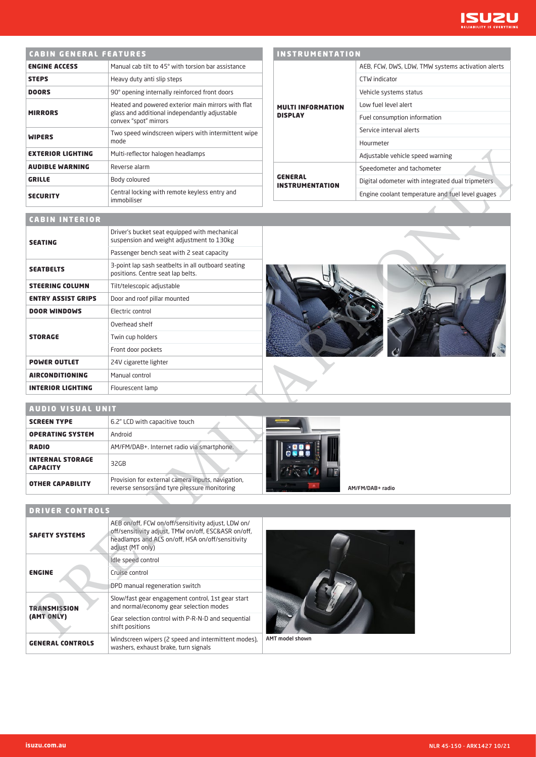## CABIN GENERAL FEATURES

| | |
|---|---|
| **ENGINE ACCESS** | Manual cab tilt to 45° with torsion bar assistance |
| **STEPS** | Heavy duty anti slip steps |
| **DOORS** | 90° opening internally reinforced front doors |
| **MIRRORS** | Heated and powered exterior main mirrors with flat glass and additional independantly adjustable convex "spot" mirrors |
| **WIPERS** | Two speed windscreen wipers with intermittent wipe mode |
| **EXTERIOR LIGHTING** | Multi-reflector halogen headlamps |
| **AUDIBLE WARNING** | Reverse alarm |
| **GRILLE** | Body coloured |
| **SECURITY** | Central locking with remote keyless entry and immobiliser |

## INSTRUMENTATION

| | |
|---|---|
| **MULTI INFORMATION DISPLAY** | AEB, FCW, DWS, LDW, TMW systems activation alerts |
| | CTW indicator |
| | Vehicle systems status |
| | Low fuel level alert |
| | Fuel consumption information |
| | Service interval alerts |
| | Hourmeter |
| | Adjustable vehicle speed warning |
| **GENERAL INSTRUMENTATION** | Speedometer and tachometer |
| | Digital odometer with integrated dual tripmeters |
| | Engine coolant temperature and fuel level guages |

## CABIN INTERIOR

| | |
|---|---|
| **SEATING** | Driver's bucket seat equipped with mechanical suspension and weight adjustment to 130kg |
| | Passenger bench seat with 2 seat capacity |
| **SEATBELTS** | 3-point lap sash seatbelts in all outboard seating positions. Centre seat lap belts. |
| **STEERING COLUMN** | Tilt/telescopic adjustable |
| **ENTRY ASSIST GRIPS** | Door and roof pillar mounted |
| **DOOR WINDOWS** | Electric control |
| **STORAGE** | Overhead shelf |
| | Twin cup holders |
| | Front door pockets |
| **POWER OUTLET** | 24V cigarette lighter |
| **AIRCONDITIONING** | Manual control |
| **INTERIOR LIGHTING** | Flourescent lamp |

## AUDIO VISUAL UNIT

| | |
|---|---|
| **SCREEN TYPE** | 6.2" LCD with capacitive touch |
| **OPERATING SYSTEM** | Android |
| **RADIO** | AM/FM/DAB+. Internet radio via smartphone. |
| **INTERNAL STORAGE CAPACITY** | 32GB |
| **OTHER CAPABILITY** | Provision for external camera inputs, navigation, reverse sensors and tyre pressure monitoring |

AM/FM/DAB+ radio

## DRIVER CONTROLS

| | |
|---|---|
| **SAFETY SYSTEMS** | AEB on/off, FCW on/off/sensitivity adjust, LDW on/off/sensitivity adjust, TMW on/off, ESC&ASR on/off, headlamps and ALS on/off, HSA on/off/sensitivity adjust (MT only) |
| **ENGINE** | Idle speed control |
| | Cruise control |
| | DPD manual regeneration switch |
| **TRANSMISSION (AMT ONLY)** | Slow/fast gear engagement control, 1st gear start and normal/economy gear selection modes |
| | Gear selection control with P-R-N-D and sequential shift positions |
| **GENERAL CONTROLS** | Windscreen wipers (2 speed and intermittent modes), washers, exhaust brake, turn signals |

AMT model shown

isuzu.com.au

NLR 45-150 - ARK1427 10/21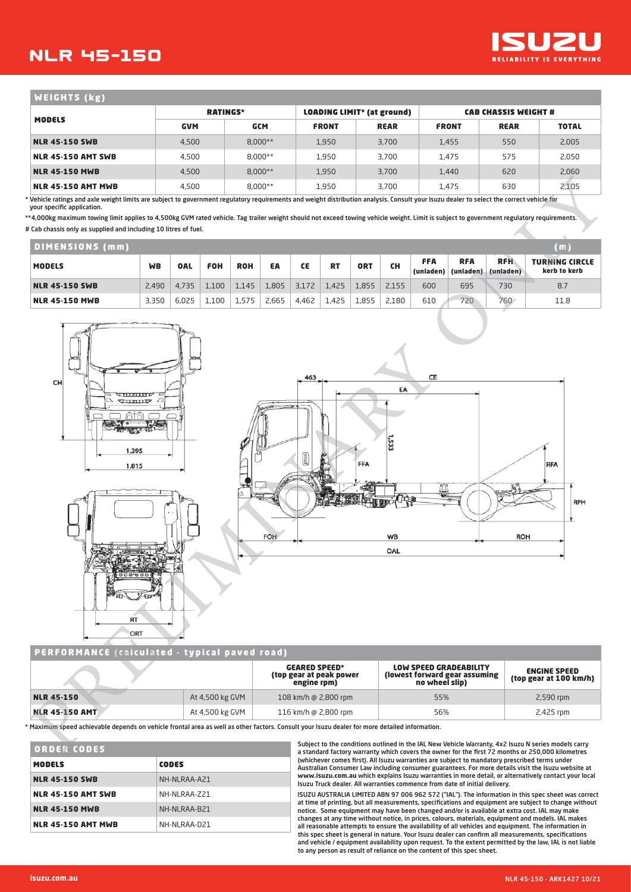# NLR 45-150

ISUZU RELIABILITY IS EVERYTHING

## WEIGHTS (kg)

| MODELS | RATINGS* | | LOADING LIMIT* (at ground) | | CAB CHASSIS WEIGHT # | | |
|---|---|---|---|---|---|---|---|
| | GVM | GCM | FRONT | REAR | FRONT | REAR | TOTAL |
| NLR 45-150 SWB | 4,500 | 8,000** | 1,950 | 3,700 | 1,455 | 550 | 2,005 |
| NLR 45-150 AMT SWB | 4,500 | 8,000** | 1,950 | 3,700 | 1,475 | 575 | 2,050 |
| NLR 45-150 MWB | 4,500 | 8,000** | 1,950 | 3,700 | 1,440 | 620 | 2,060 |
| NLR 45-150 AMT MWB | 4,500 | 8,000** | 1,950 | 3,700 | 1,475 | 630 | 2,105 |

* Vehicle ratings and axle weight limits are subject to government regulatory requirements and weight distribution analysis. Consult your Isuzu dealer to select the correct vehicle for your specific application.

**4,000kg maximum towing limit applies to 4,500kg GVM rated vehicle. Tag trailer weight should not exceed towing vehicle weight. Limit is subject to government regulatory requirements.

# Cab chassis only as supplied and including 10 litres of fuel.

## DIMENSIONS (mm)

| MODELS | WB | OAL | FOH | ROH | EA | CE | RT | ORT | CH | FFA (unladen) | RFA (unladen) | RFH (unladen) | TURNING CIRCLE kerb to kerb (m) |
|---|---|---|---|---|---|---|---|---|---|---|---|---|---|
| NLR 45-150 SWB | 2,490 | 4,735 | 1,100 | 1,145 | 1,805 | 3,172 | 1,425 | 1,855 | 2,155 | 600 | 695 | 730 | 8.7 |
| NLR 45-150 MWB | 3,350 | 6,025 | 1,100 | 1,575 | 2,665 | 4,462 | 1,425 | 1,855 | 2,180 | 610 | 720 | 760 | 11.8 |

CH
1,395
1,815
RT
ORT
463
CE
EA
1,533
FFA
RFA
RFH
FOH
WB
ROH
OAL

## PERFORMANCE (calculated - typical paved road)

| | | GEARED SPEED* (top gear at peak power engine rpm) | LOW SPEED GRADEABILITY (lowest forward gear assuming no wheel slip) | ENGINE SPEED (top gear at 100 km/h) |
|---|---|---|---|---|
| NLR 45-150 | At 4,500 kg GVM | 108 km/h @ 2,800 rpm | 55% | 2,590 rpm |
| NLR 45-150 AMT | At 4,500 kg GVM | 116 km/h @ 2,800 rpm | 56% | 2,425 rpm |

* Maximum speed achievable depends on vehicle frontal area as well as other factors. Consult your Isuzu dealer for more detailed information.

## ORDER CODES

| MODELS | CODES |
|---|---|
| NLR 45-150 SWB | NH-NLRAA-A21 |
| NLR 45-150 AMT SWB | NH-NLRAA-Z21 |
| NLR 45-150 MWB | NH-NLRAA-B21 |
| NLR 45-150 AMT MWB | NH-NLRAA-D21 |

Subject to the conditions outlined in the IAL New Vehicle Warranty, 4x2 Isuzu N series models carry a standard factory warranty which covers the owner for the first 72 months or 250,000 kilometres (whichever comes first). All Isuzu warranties are subject to mandatory prescribed terms under Australian Consumer Law including consumer guarantees. For more details visit the Isuzu website at **www.isuzu.com.au** which explains Isuzu warranties in more detail, or alternatively contact your local Isuzu Truck dealer. All warranties commence from date of initial delivery.

ISUZU AUSTRALIA LIMITED ABN 97 006 962 572 ("IAL"). The information in this spec sheet was correct at time of printing, but all measurements, specifications and equipment are subject to change without notice. Some equipment may have been changed and/or is available at extra cost. IAL may make changes at any time without notice, in prices, colours, materials, equipment and models. IAL makes all reasonable attempts to ensure the availability of all vehicles and equipment. The information in this spec sheet is general in nature. Your Isuzu dealer can confirm all measurements, specifications and vehicle / equipment availability upon request. To the extent permitted by the law, IAL is not liable to any person as result of reliance on the content of this spec sheet.

isuzu.com.au

NLR 45-150 - ARK1427 10/21